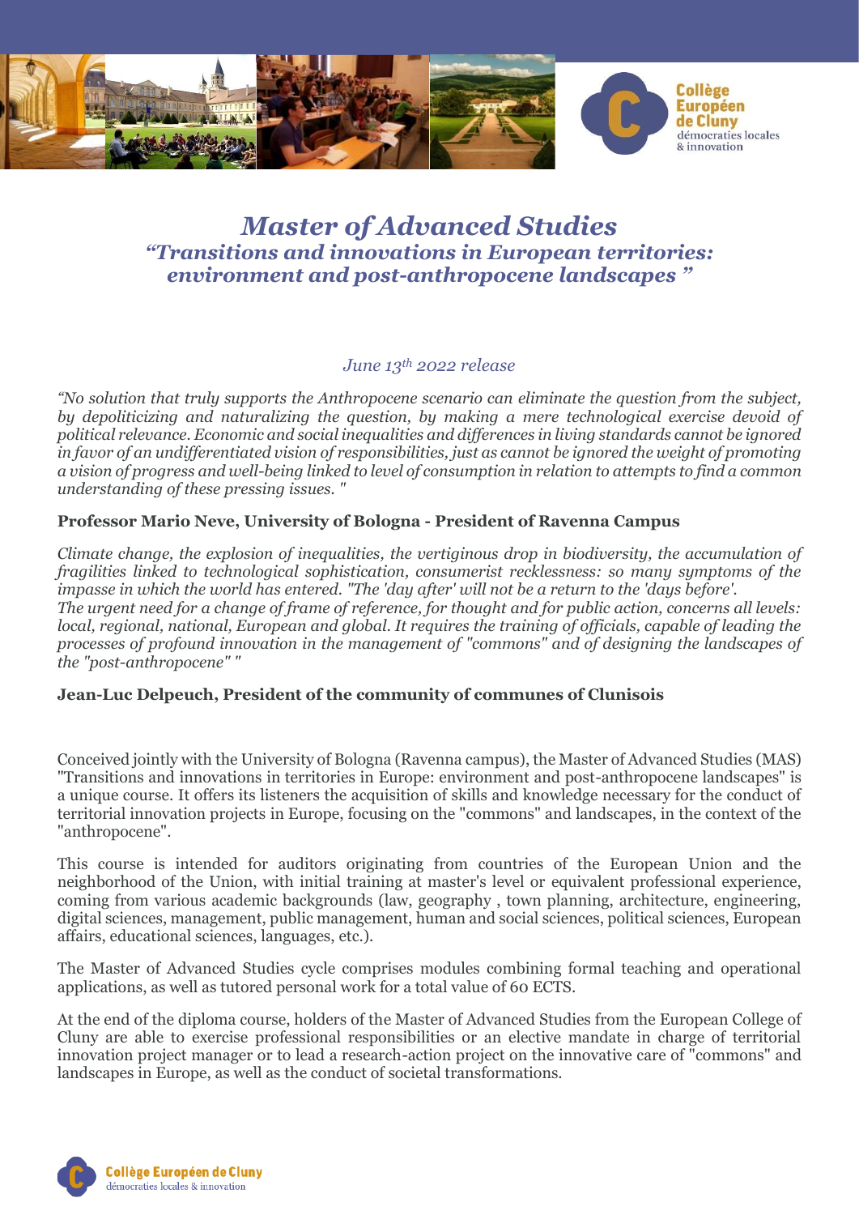# *Master of Advanced Studies*

## *"Transitions and innovations in European territories: environment and post-anthropocene landscapes "*

*June 13th 2022 release*

*"No solution that truly supports the Anthropocene scenario can eliminate the question from the subject, by depoliticizing and naturalizing the question, by making a mere technological exercise devoid of political relevance. Economic and social inequalities and differences in living standards cannot be ignored in favor of an undifferentiated vision of responsibilities, just as cannot be ignored the weight of promoting a vision of progress and well-being linked to level of consumption in relation to attempts to find a common understanding of these pressing issues. "*

**Professor Mario Neve, University of Bologna - President of Ravenna Campus**

*Climate change, the explosion of inequalities, the vertiginous drop in biodiversity, the accumulation of fragilities linked to technological sophistication, consumerist recklessness: so many symptoms of the impasse in which the world has entered. "The 'day after' will not be a return to the 'days before'.*
*The urgent need for a change of frame of reference, for thought and for public action, concerns all levels: local, regional, national, European and global. It requires the training of officials, capable of leading the processes of profound innovation in the management of "commons" and of designing the landscapes of the "post-anthropocene" "*

**Jean-Luc Delpeuch, President of the community of communes of Clunisois**

Conceived jointly with the University of Bologna (Ravenna campus), the Master of Advanced Studies (MAS) "Transitions and innovations in territories in Europe: environment and post-anthropocene landscapes" is a unique course. It offers its listeners the acquisition of skills and knowledge necessary for the conduct of territorial innovation projects in Europe, focusing on the "commons" and landscapes, in the context of the "anthropocene".

This course is intended for auditors originating from countries of the European Union and the neighborhood of the Union, with initial training at master's level or equivalent professional experience, coming from various academic backgrounds (law, geography , town planning, architecture, engineering, digital sciences, management, public management, human and social sciences, political sciences, European affairs, educational sciences, languages, etc.).

The Master of Advanced Studies cycle comprises modules combining formal teaching and operational applications, as well as tutored personal work for a total value of 60 ECTS.

At the end of the diploma course, holders of the Master of Advanced Studies from the European College of Cluny are able to exercise professional responsibilities or an elective mandate in charge of territorial innovation project manager or to lead a research-action project on the innovative care of "commons" and landscapes in Europe, as well as the conduct of societal transformations.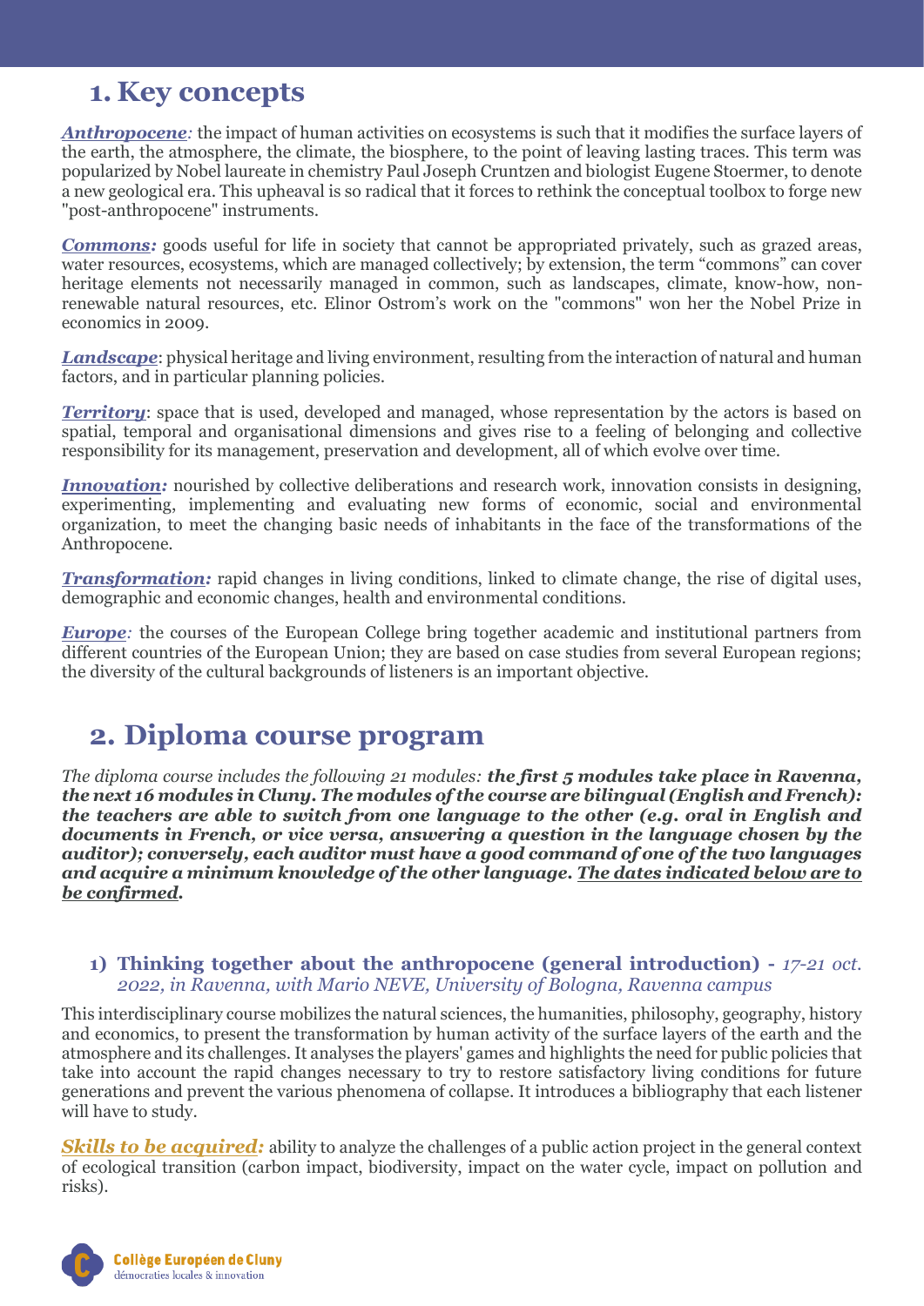## 1. Key concepts

***Anthropocene**:* the impact of human activities on ecosystems is such that it modifies the surface layers of the earth, the atmosphere, the climate, the biosphere, to the point of leaving lasting traces. This term was popularized by Nobel laureate in chemistry Paul Joseph Cruntzen and biologist Eugene Stoermer, to denote a new geological era. This upheaval is so radical that it forces to rethink the conceptual toolbox to forge new "post-anthropocene" instruments.

***Commons:*** goods useful for life in society that cannot be appropriated privately, such as grazed areas, water resources, ecosystems, which are managed collectively; by extension, the term "commons" can cover heritage elements not necessarily managed in common, such as landscapes, climate, know-how, non-renewable natural resources, etc. Elinor Ostrom's work on the "commons" won her the Nobel Prize in economics in 2009.

***Landscape***: physical heritage and living environment, resulting from the interaction of natural and human factors, and in particular planning policies.

***Territory***: space that is used, developed and managed, whose representation by the actors is based on spatial, temporal and organisational dimensions and gives rise to a feeling of belonging and collective responsibility for its management, preservation and development, all of which evolve over time.

***Innovation:*** nourished by collective deliberations and research work, innovation consists in designing, experimenting, implementing and evaluating new forms of economic, social and environmental organization, to meet the changing basic needs of inhabitants in the face of the transformations of the Anthropocene.

***Transformation:*** rapid changes in living conditions, linked to climate change, the rise of digital uses, demographic and economic changes, health and environmental conditions.

***Europe**:* the courses of the European College bring together academic and institutional partners from different countries of the European Union; they are based on case studies from several European regions; the diversity of the cultural backgrounds of listeners is an important objective.

## 2. Diploma course program

*The diploma course includes the following 21 modules:* ***the first 5 modules take place in Ravenna, the next 16 modules in Cluny. The modules of the course are bilingual (English and French): the teachers are able to switch from one language to the other (e.g. oral in English and documents in French, or vice versa, answering a question in the language chosen by the auditor); conversely, each auditor must have a good command of one of the two languages and acquire a minimum knowledge of the other language. The dates indicated below are to be confirmed.***

### 1) Thinking together about the anthropocene (general introduction) - *17-21 oct. 2022, in Ravenna, with Mario NEVE, University of Bologna, Ravenna campus*

This interdisciplinary course mobilizes the natural sciences, the humanities, philosophy, geography, history and economics, to present the transformation by human activity of the surface layers of the earth and the atmosphere and its challenges. It analyses the players' games and highlights the need for public policies that take into account the rapid changes necessary to try to restore satisfactory living conditions for future generations and prevent the various phenomena of collapse. It introduces a bibliography that each listener will have to study.

***Skills to be acquired:*** ability to analyze the challenges of a public action project in the general context of ecological transition (carbon impact, biodiversity, impact on the water cycle, impact on pollution and risks).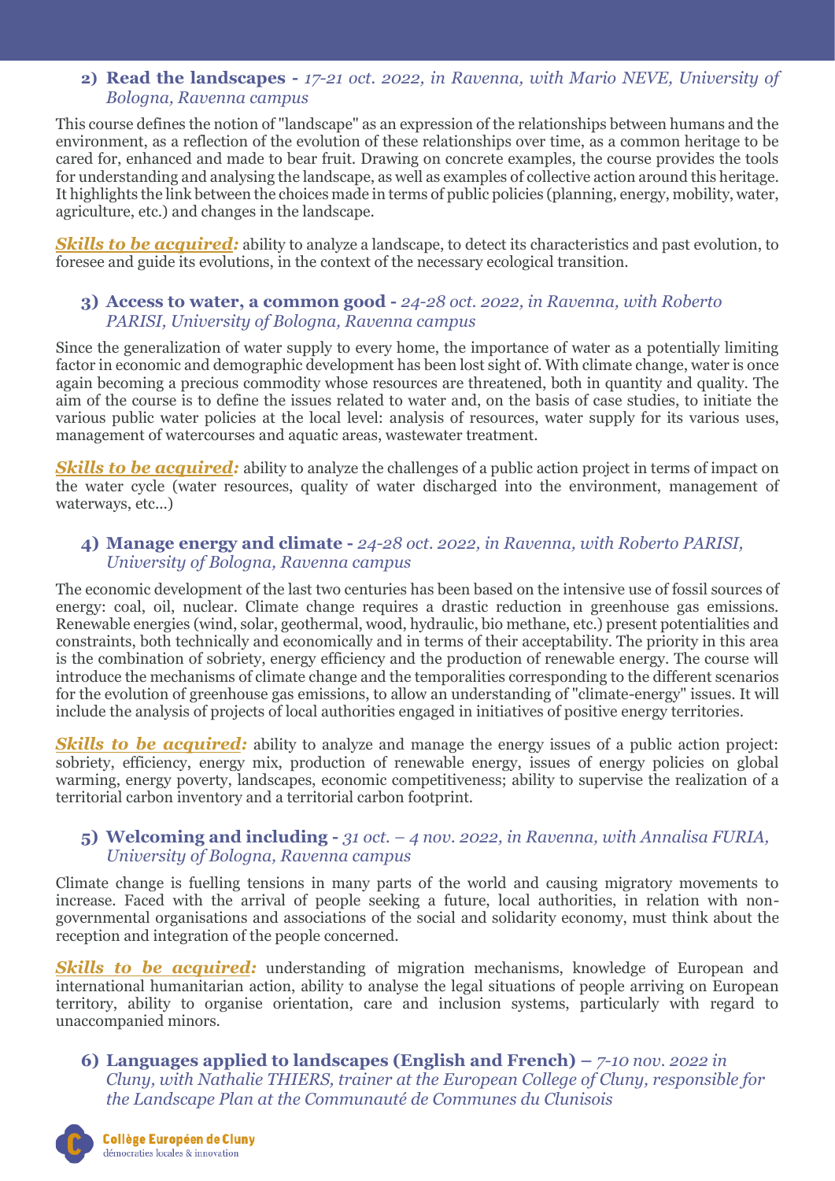### 2) **Read the landscapes -** *17-21 oct. 2022, in Ravenna, with Mario NEVE, University of Bologna, Ravenna campus*

This course defines the notion of "landscape" as an expression of the relationships between humans and the environment, as a reflection of the evolution of these relationships over time, as a common heritage to be cared for, enhanced and made to bear fruit. Drawing on concrete examples, the course provides the tools for understanding and analysing the landscape, as well as examples of collective action around this heritage. It highlights the link between the choices made in terms of public policies (planning, energy, mobility, water, agriculture, etc.) and changes in the landscape.

***Skills to be acquired:*** ability to analyze a landscape, to detect its characteristics and past evolution, to foresee and guide its evolutions, in the context of the necessary ecological transition.

### 3) **Access to water, a common good -** *24-28 oct. 2022, in Ravenna, with Roberto PARISI, University of Bologna, Ravenna campus*

Since the generalization of water supply to every home, the importance of water as a potentially limiting factor in economic and demographic development has been lost sight of. With climate change, water is once again becoming a precious commodity whose resources are threatened, both in quantity and quality. The aim of the course is to define the issues related to water and, on the basis of case studies, to initiate the various public water policies at the local level: analysis of resources, water supply for its various uses, management of watercourses and aquatic areas, wastewater treatment.

***Skills to be acquired:*** ability to analyze the challenges of a public action project in terms of impact on the water cycle (water resources, quality of water discharged into the environment, management of waterways, etc...)

### 4) **Manage energy and climate -** *24-28 oct. 2022, in Ravenna, with Roberto PARISI, University of Bologna, Ravenna campus*

The economic development of the last two centuries has been based on the intensive use of fossil sources of energy: coal, oil, nuclear. Climate change requires a drastic reduction in greenhouse gas emissions. Renewable energies (wind, solar, geothermal, wood, hydraulic, bio methane, etc.) present potentialities and constraints, both technically and economically and in terms of their acceptability. The priority in this area is the combination of sobriety, energy efficiency and the production of renewable energy. The course will introduce the mechanisms of climate change and the temporalities corresponding to the different scenarios for the evolution of greenhouse gas emissions, to allow an understanding of "climate-energy" issues. It will include the analysis of projects of local authorities engaged in initiatives of positive energy territories.

***Skills to be acquired:*** ability to analyze and manage the energy issues of a public action project: sobriety, efficiency, energy mix, production of renewable energy, issues of energy policies on global warming, energy poverty, landscapes, economic competitiveness; ability to supervise the realization of a territorial carbon inventory and a territorial carbon footprint.

### 5) **Welcoming and including -** *31 oct. – 4 nov. 2022, in Ravenna, with Annalisa FURIA, University of Bologna, Ravenna campus*

Climate change is fuelling tensions in many parts of the world and causing migratory movements to increase. Faced with the arrival of people seeking a future, local authorities, in relation with non-governmental organisations and associations of the social and solidarity economy, must think about the reception and integration of the people concerned.

***Skills to be acquired:*** understanding of migration mechanisms, knowledge of European and international humanitarian action, ability to analyse the legal situations of people arriving on European territory, ability to organise orientation, care and inclusion systems, particularly with regard to unaccompanied minors.

### 6) **Languages applied to landscapes (English and French) –** *7-10 nov. 2022 in Cluny, with Nathalie THIERS, trainer at the European College of Cluny, responsible for the Landscape Plan at the Communauté de Communes du Clunisois*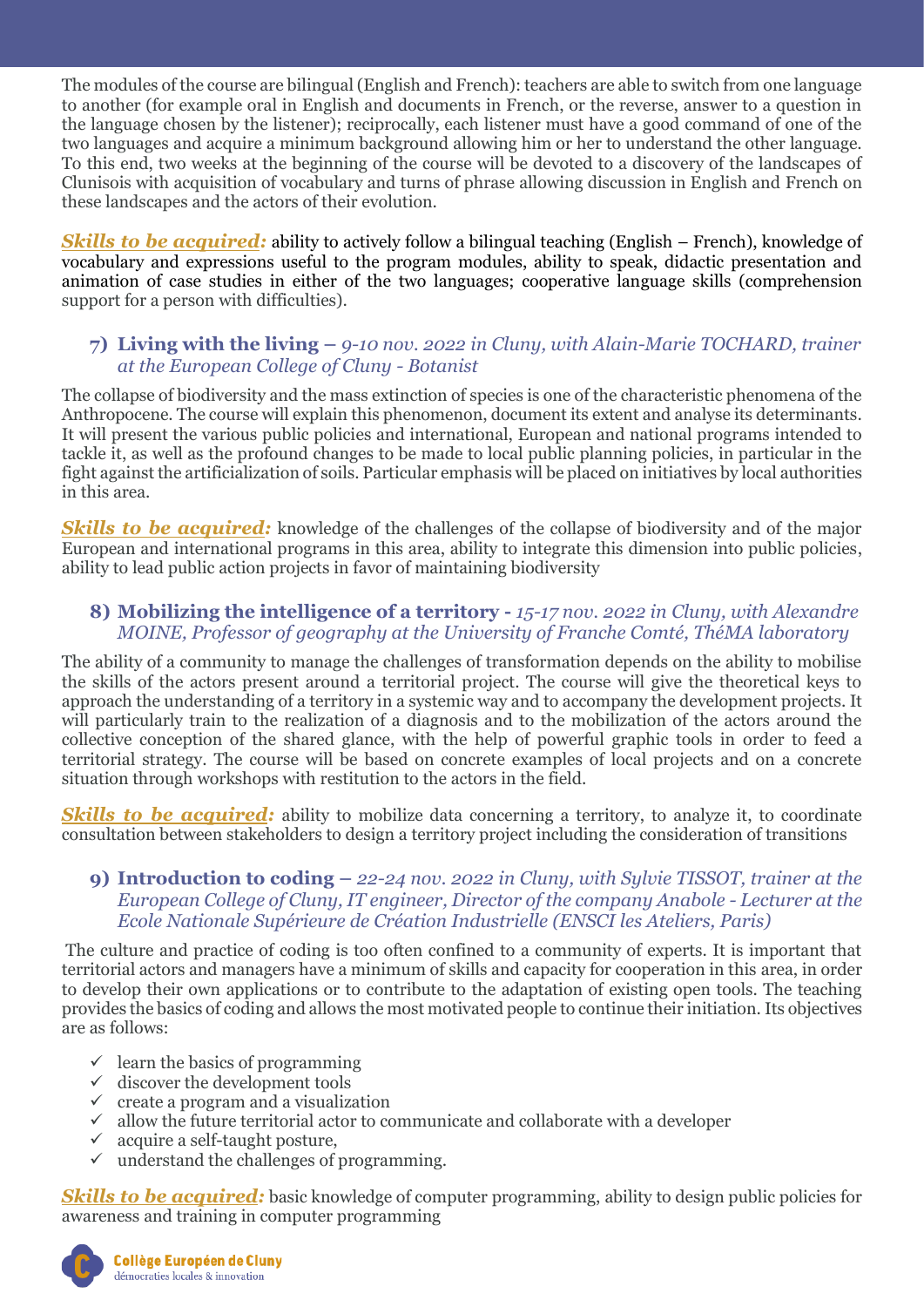The modules of the course are bilingual (English and French): teachers are able to switch from one language to another (for example oral in English and documents in French, or the reverse, answer to a question in the language chosen by the listener); reciprocally, each listener must have a good command of one of the two languages and acquire a minimum background allowing him or her to understand the other language. To this end, two weeks at the beginning of the course will be devoted to a discovery of the landscapes of Clunisois with acquisition of vocabulary and turns of phrase allowing discussion in English and French on these landscapes and the actors of their evolution.

***Skills to be acquired:*** ability to actively follow a bilingual teaching (English – French), knowledge of vocabulary and expressions useful to the program modules, ability to speak, didactic presentation and animation of case studies in either of the two languages; cooperative language skills (comprehension support for a person with difficulties).

### 7) Living with the living – *9-10 nov. 2022 in Cluny, with Alain-Marie TOCHARD, trainer at the European College of Cluny - Botanist*

The collapse of biodiversity and the mass extinction of species is one of the characteristic phenomena of the Anthropocene. The course will explain this phenomenon, document its extent and analyse its determinants. It will present the various public policies and international, European and national programs intended to tackle it, as well as the profound changes to be made to local public planning policies, in particular in the fight against the artificialization of soils. Particular emphasis will be placed on initiatives by local authorities in this area.

***Skills to be acquired:*** knowledge of the challenges of the collapse of biodiversity and of the major European and international programs in this area, ability to integrate this dimension into public policies, ability to lead public action projects in favor of maintaining biodiversity

### 8) Mobilizing the intelligence of a territory - *15-17 nov. 2022 in Cluny, with Alexandre MOINE, Professor of geography at the University of Franche Comté, ThéMA laboratory*

The ability of a community to manage the challenges of transformation depends on the ability to mobilise the skills of the actors present around a territorial project. The course will give the theoretical keys to approach the understanding of a territory in a systemic way and to accompany the development projects. It will particularly train to the realization of a diagnosis and to the mobilization of the actors around the collective conception of the shared glance, with the help of powerful graphic tools in order to feed a territorial strategy. The course will be based on concrete examples of local projects and on a concrete situation through workshops with restitution to the actors in the field.

***Skills to be acquired:*** ability to mobilize data concerning a territory, to analyze it, to coordinate consultation between stakeholders to design a territory project including the consideration of transitions

### 9) Introduction to coding – *22-24 nov. 2022 in Cluny, with Sylvie TISSOT, trainer at the European College of Cluny, IT engineer, Director of the company Anabole - Lecturer at the Ecole Nationale Supérieure de Création Industrielle (ENSCI les Ateliers, Paris)*

The culture and practice of coding is too often confined to a community of experts. It is important that territorial actors and managers have a minimum of skills and capacity for cooperation in this area, in order to develop their own applications or to contribute to the adaptation of existing open tools. The teaching provides the basics of coding and allows the most motivated people to continue their initiation. Its objectives are as follows:

- ✓ learn the basics of programming
- ✓ discover the development tools
- ✓ create a program and a visualization
- ✓ allow the future territorial actor to communicate and collaborate with a developer
- ✓ acquire a self-taught posture,
- ✓ understand the challenges of programming.

***Skills to be acquired:*** basic knowledge of computer programming, ability to design public policies for awareness and training in computer programming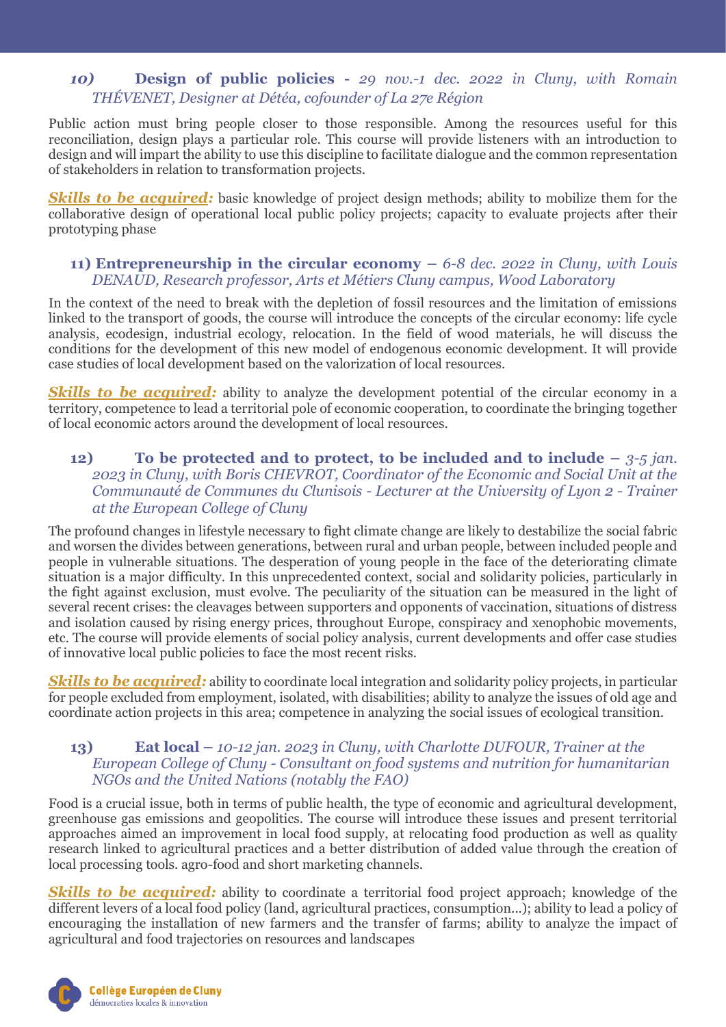### *10)* **Design of public policies** - *29 nov.-1 dec. 2022 in Cluny, with Romain THÉVENET, Designer at Détéa, cofounder of La 27e Région*

Public action must bring people closer to those responsible. Among the resources useful for this reconciliation, design plays a particular role. This course will provide listeners with an introduction to design and will impart the ability to use this discipline to facilitate dialogue and the common representation of stakeholders in relation to transformation projects.

***Skills to be acquired:*** basic knowledge of project design methods; ability to mobilize them for the collaborative design of operational local public policy projects; capacity to evaluate projects after their prototyping phase

### **11) Entrepreneurship in the circular economy** – *6-8 dec. 2022 in Cluny, with Louis DENAUD, Research professor, Arts et Métiers Cluny campus, Wood Laboratory*

In the context of the need to break with the depletion of fossil resources and the limitation of emissions linked to the transport of goods, the course will introduce the concepts of the circular economy: life cycle analysis, ecodesign, industrial ecology, relocation. In the field of wood materials, he will discuss the conditions for the development of this new model of endogenous economic development. It will provide case studies of local development based on the valorization of local resources.

***Skills to be acquired:*** ability to analyze the development potential of the circular economy in a territory, competence to lead a territorial pole of economic cooperation, to coordinate the bringing together of local economic actors around the development of local resources.

### **12) To be protected and to protect, to be included and to include** – *3-5 jan. 2023 in Cluny, with Boris CHEVROT, Coordinator of the Economic and Social Unit at the Communauté de Communes du Clunisois - Lecturer at the University of Lyon 2 - Trainer at the European College of Cluny*

The profound changes in lifestyle necessary to fight climate change are likely to destabilize the social fabric and worsen the divides between generations, between rural and urban people, between included people and people in vulnerable situations. The desperation of young people in the face of the deteriorating climate situation is a major difficulty. In this unprecedented context, social and solidarity policies, particularly in the fight against exclusion, must evolve. The peculiarity of the situation can be measured in the light of several recent crises: the cleavages between supporters and opponents of vaccination, situations of distress and isolation caused by rising energy prices, throughout Europe, conspiracy and xenophobic movements, etc. The course will provide elements of social policy analysis, current developments and offer case studies of innovative local public policies to face the most recent risks.

***Skills to be acquired:*** ability to coordinate local integration and solidarity policy projects, in particular for people excluded from employment, isolated, with disabilities; ability to analyze the issues of old age and coordinate action projects in this area; competence in analyzing the social issues of ecological transition.

### **13) Eat local** – *10-12 jan. 2023 in Cluny, with Charlotte DUFOUR, Trainer at the European College of Cluny - Consultant on food systems and nutrition for humanitarian NGOs and the United Nations (notably the FAO)*

Food is a crucial issue, both in terms of public health, the type of economic and agricultural development, greenhouse gas emissions and geopolitics. The course will introduce these issues and present territorial approaches aimed an improvement in local food supply, at relocating food production as well as quality research linked to agricultural practices and a better distribution of added value through the creation of local processing tools. agro-food and short marketing channels.

***Skills to be acquired:*** ability to coordinate a territorial food project approach; knowledge of the different levers of a local food policy (land, agricultural practices, consumption…); ability to lead a policy of encouraging the installation of new farmers and the transfer of farms; ability to analyze the impact of agricultural and food trajectories on resources and landscapes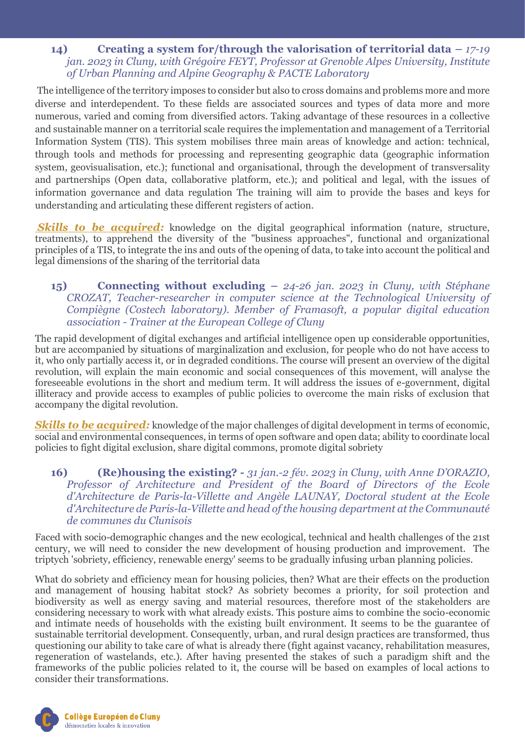### 14) **Creating a system for/through the valorisation of territorial data** – *17-19 jan. 2023 in Cluny, with Grégoire FEYT, Professor at Grenoble Alpes University, Institute of Urban Planning and Alpine Geography & PACTE Laboratory*

The intelligence of the territory imposes to consider but also to cross domains and problems more and more diverse and interdependent. To these fields are associated sources and types of data more and more numerous, varied and coming from diversified actors. Taking advantage of these resources in a collective and sustainable manner on a territorial scale requires the implementation and management of a Territorial Information System (TIS). This system mobilises three main areas of knowledge and action: technical, through tools and methods for processing and representing geographic data (geographic information system, geovisualisation, etc.); functional and organisational, through the development of transversality and partnerships (Open data, collaborative platform, etc.); and political and legal, with the issues of information governance and data regulation The training will aim to provide the bases and keys for understanding and articulating these different registers of action.

***Skills to be acquired:*** knowledge on the digital geographical information (nature, structure, treatments), to apprehend the diversity of the "business approaches", functional and organizational principles of a TIS, to integrate the ins and outs of the opening of data, to take into account the political and legal dimensions of the sharing of the territorial data

### 15) **Connecting without excluding** – *24-26 jan. 2023 in Cluny, with Stéphane CROZAT, Teacher-researcher in computer science at the Technological University of Compiègne (Costech laboratory). Member of Framasoft, a popular digital education association - Trainer at the European College of Cluny*

The rapid development of digital exchanges and artificial intelligence open up considerable opportunities, but are accompanied by situations of marginalization and exclusion, for people who do not have access to it, who only partially access it, or in degraded conditions. The course will present an overview of the digital revolution, will explain the main economic and social consequences of this movement, will analyse the foreseeable evolutions in the short and medium term. It will address the issues of e-government, digital illiteracy and provide access to examples of public policies to overcome the main risks of exclusion that accompany the digital revolution.

***Skills to be acquired:*** knowledge of the major challenges of digital development in terms of economic, social and environmental consequences, in terms of open software and open data; ability to coordinate local policies to fight digital exclusion, share digital commons, promote digital sobriety

### 16) **(Re)housing the existing? -** *31 jan.-2 fév. 2023 in Cluny, with Anne D'ORAZIO, Professor of Architecture and President of the Board of Directors of the Ecole d'Architecture de Paris-la-Villette and Angèle LAUNAY, Doctoral student at the Ecole d'Architecture de Paris-la-Villette and head of the housing department at the Communauté de communes du Clunisois*

Faced with socio-demographic changes and the new ecological, technical and health challenges of the 21st century, we will need to consider the new development of housing production and improvement. The triptych 'sobriety, efficiency, renewable energy' seems to be gradually infusing urban planning policies.

What do sobriety and efficiency mean for housing policies, then? What are their effects on the production and management of housing habitat stock? As sobriety becomes a priority, for soil protection and biodiversity as well as energy saving and material resources, therefore most of the stakeholders are considering necessary to work with what already exists. This posture aims to combine the socio-economic and intimate needs of households with the existing built environment. It seems to be the guarantee of sustainable territorial development. Consequently, urban, and rural design practices are transformed, thus questioning our ability to take care of what is already there (fight against vacancy, rehabilitation measures, regeneration of wastelands, etc.). After having presented the stakes of such a paradigm shift and the frameworks of the public policies related to it, the course will be based on examples of local actions to consider their transformations.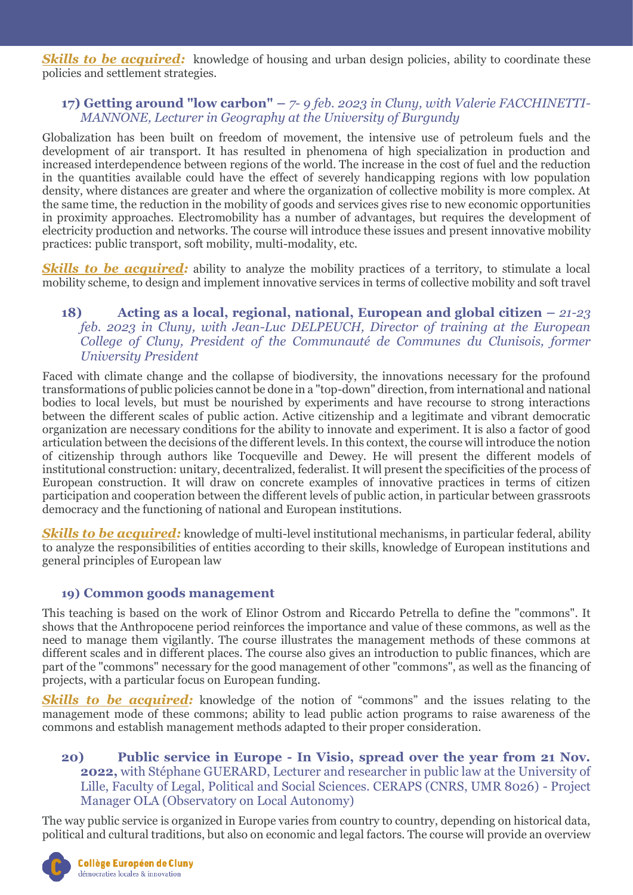***Skills to be acquired:*** knowledge of housing and urban design policies, ability to coordinate these policies and settlement strategies.

### 17) Getting around "low carbon" – *7- 9 feb. 2023 in Cluny, with Valerie FACCHINETTI-MANNONE, Lecturer in Geography at the University of Burgundy*

Globalization has been built on freedom of movement, the intensive use of petroleum fuels and the development of air transport. It has resulted in phenomena of high specialization in production and increased interdependence between regions of the world. The increase in the cost of fuel and the reduction in the quantities available could have the effect of severely handicapping regions with low population density, where distances are greater and where the organization of collective mobility is more complex. At the same time, the reduction in the mobility of goods and services gives rise to new economic opportunities in proximity approaches. Electromobility has a number of advantages, but requires the development of electricity production and networks. The course will introduce these issues and present innovative mobility practices: public transport, soft mobility, multi-modality, etc.

***Skills to be acquired:*** ability to analyze the mobility practices of a territory, to stimulate a local mobility scheme, to design and implement innovative services in terms of collective mobility and soft travel

### 18) Acting as a local, regional, national, European and global citizen – *21-23 feb. 2023 in Cluny, with Jean-Luc DELPEUCH, Director of training at the European College of Cluny, President of the Communauté de Communes du Clunisois, former University President*

Faced with climate change and the collapse of biodiversity, the innovations necessary for the profound transformations of public policies cannot be done in a "top-down" direction, from international and national bodies to local levels, but must be nourished by experiments and have recourse to strong interactions between the different scales of public action. Active citizenship and a legitimate and vibrant democratic organization are necessary conditions for the ability to innovate and experiment. It is also a factor of good articulation between the decisions of the different levels. In this context, the course will introduce the notion of citizenship through authors like Tocqueville and Dewey. He will present the different models of institutional construction: unitary, decentralized, federalist. It will present the specificities of the process of European construction. It will draw on concrete examples of innovative practices in terms of citizen participation and cooperation between the different levels of public action, in particular between grassroots democracy and the functioning of national and European institutions.

***Skills to be acquired:*** knowledge of multi-level institutional mechanisms, in particular federal, ability to analyze the responsibilities of entities according to their skills, knowledge of European institutions and general principles of European law

### 19) Common goods management

This teaching is based on the work of Elinor Ostrom and Riccardo Petrella to define the "commons". It shows that the Anthropocene period reinforces the importance and value of these commons, as well as the need to manage them vigilantly. The course illustrates the management methods of these commons at different scales and in different places. The course also gives an introduction to public finances, which are part of the "commons" necessary for the good management of other "commons", as well as the financing of projects, with a particular focus on European funding.

***Skills to be acquired:*** knowledge of the notion of "commons" and the issues relating to the management mode of these commons; ability to lead public action programs to raise awareness of the commons and establish management methods adapted to their proper consideration.

### 20) Public service in Europe - In Visio, spread over the year from 21 Nov. 2022, with Stéphane GUERARD, Lecturer and researcher in public law at the University of Lille, Faculty of Legal, Political and Social Sciences. CERAPS (CNRS, UMR 8026) - Project Manager OLA (Observatory on Local Autonomy)

The way public service is organized in Europe varies from country to country, depending on historical data, political and cultural traditions, but also on economic and legal factors. The course will provide an overview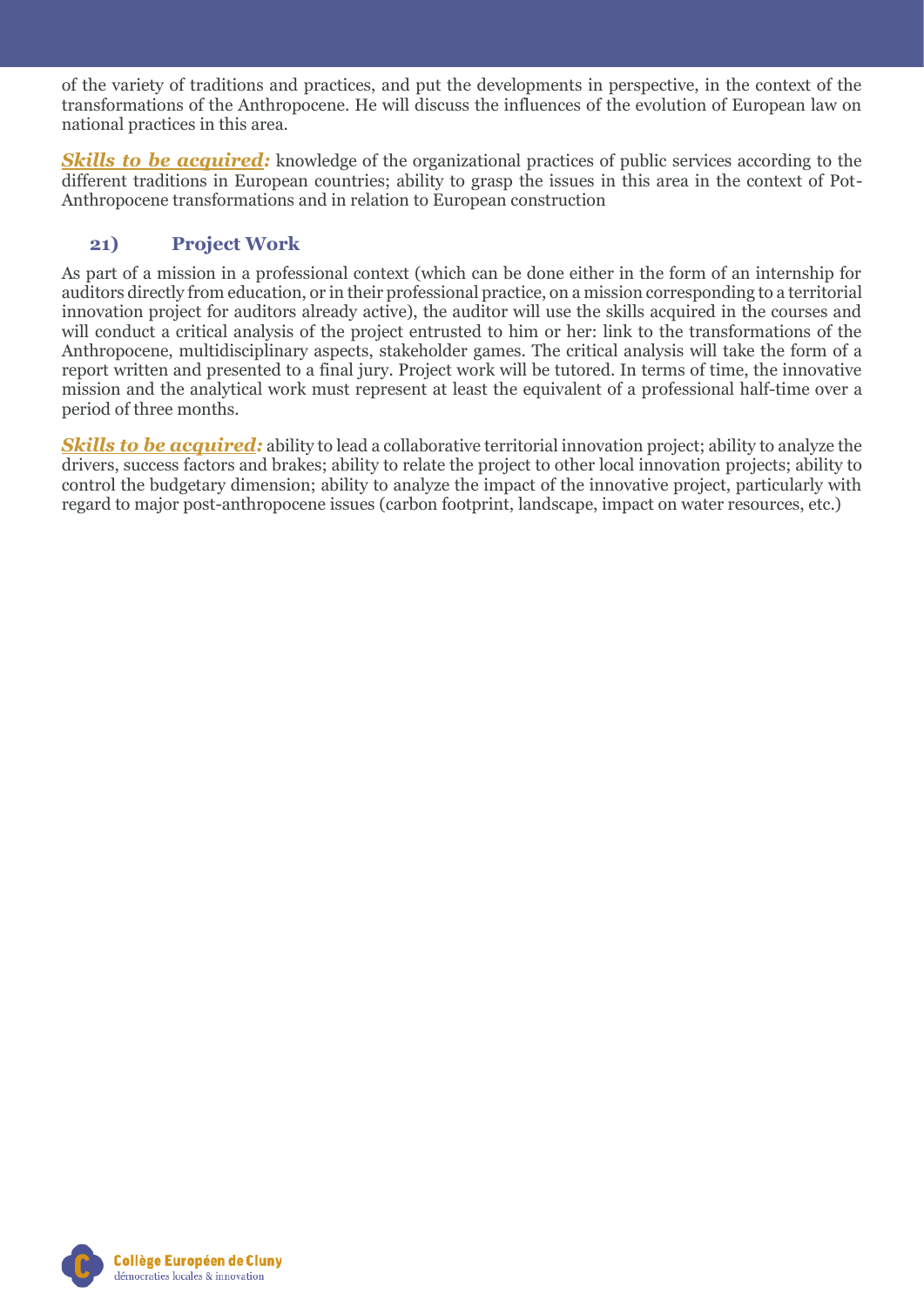of the variety of traditions and practices, and put the developments in perspective, in the context of the transformations of the Anthropocene. He will discuss the influences of the evolution of European law on national practices in this area.

***Skills to be acquired:*** knowledge of the organizational practices of public services according to the different traditions in European countries; ability to grasp the issues in this area in the context of Pot-Anthropocene transformations and in relation to European construction

### 21) Project Work

As part of a mission in a professional context (which can be done either in the form of an internship for auditors directly from education, or in their professional practice, on a mission corresponding to a territorial innovation project for auditors already active), the auditor will use the skills acquired in the courses and will conduct a critical analysis of the project entrusted to him or her: link to the transformations of the Anthropocene, multidisciplinary aspects, stakeholder games. The critical analysis will take the form of a report written and presented to a final jury. Project work will be tutored. In terms of time, the innovative mission and the analytical work must represent at least the equivalent of a professional half-time over a period of three months.

***Skills to be acquired:*** ability to lead a collaborative territorial innovation project; ability to analyze the drivers, success factors and brakes; ability to relate the project to other local innovation projects; ability to control the budgetary dimension; ability to analyze the impact of the innovative project, particularly with regard to major post-anthropocene issues (carbon footprint, landscape, impact on water resources, etc.)